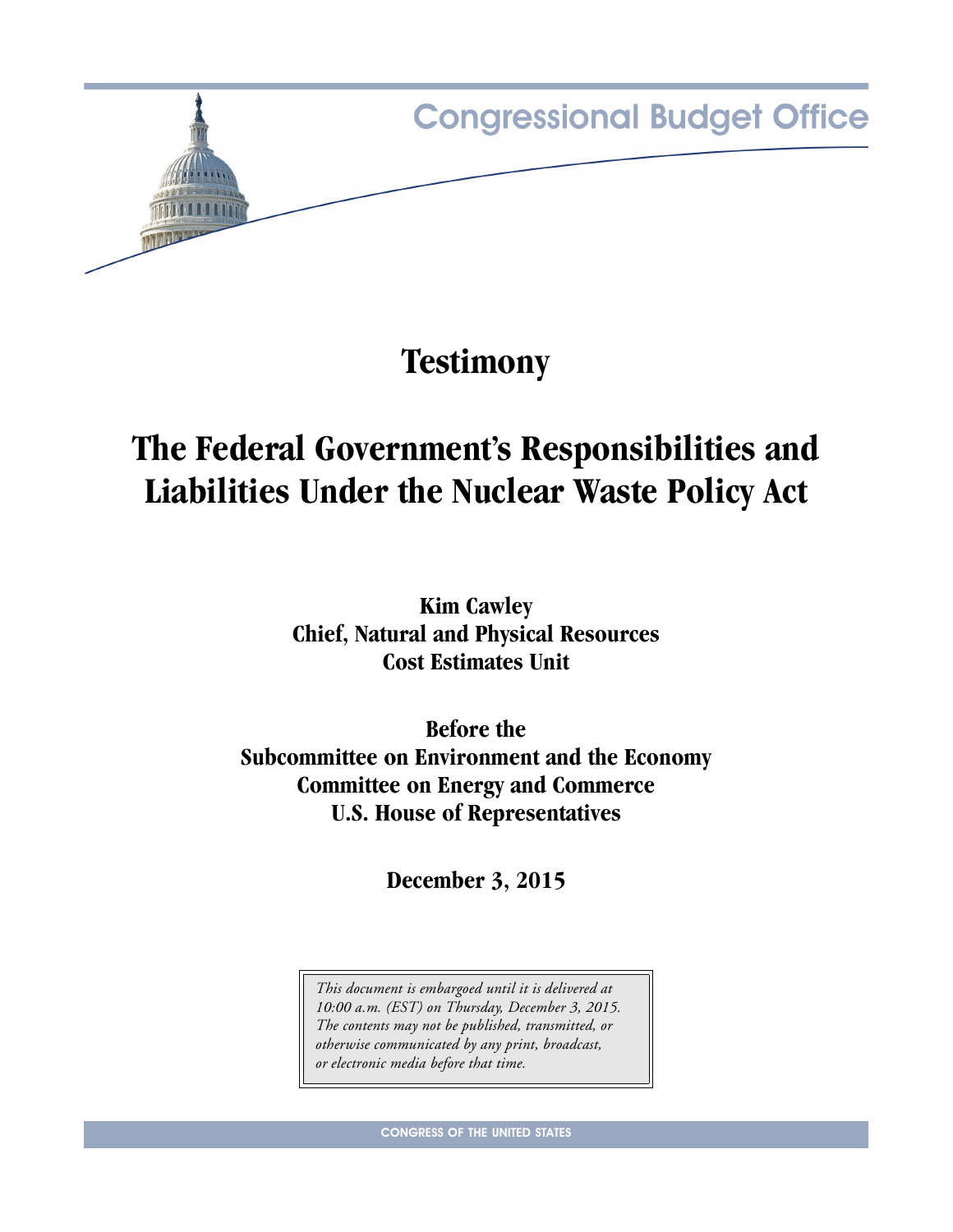Congressional Budget Office

# Testimony

# The Federal Government's Responsibilities and Liabilities Under the Nuclear Waste Policy Act

**Kim Cawley**
**Chief, Natural and Physical Resources**
**Cost Estimates Unit**

**Before the**
**Subcommittee on Environment and the Economy**
**Committee on Energy and Commerce**
**U.S. House of Representatives**

**December 3, 2015**

*This document is embargoed until it is delivered at 10:00 a.m. (EST) on Thursday, December 3, 2015. The contents may not be published, transmitted, or otherwise communicated by any print, broadcast, or electronic media before that time.*

CONGRESS OF THE UNITED STATES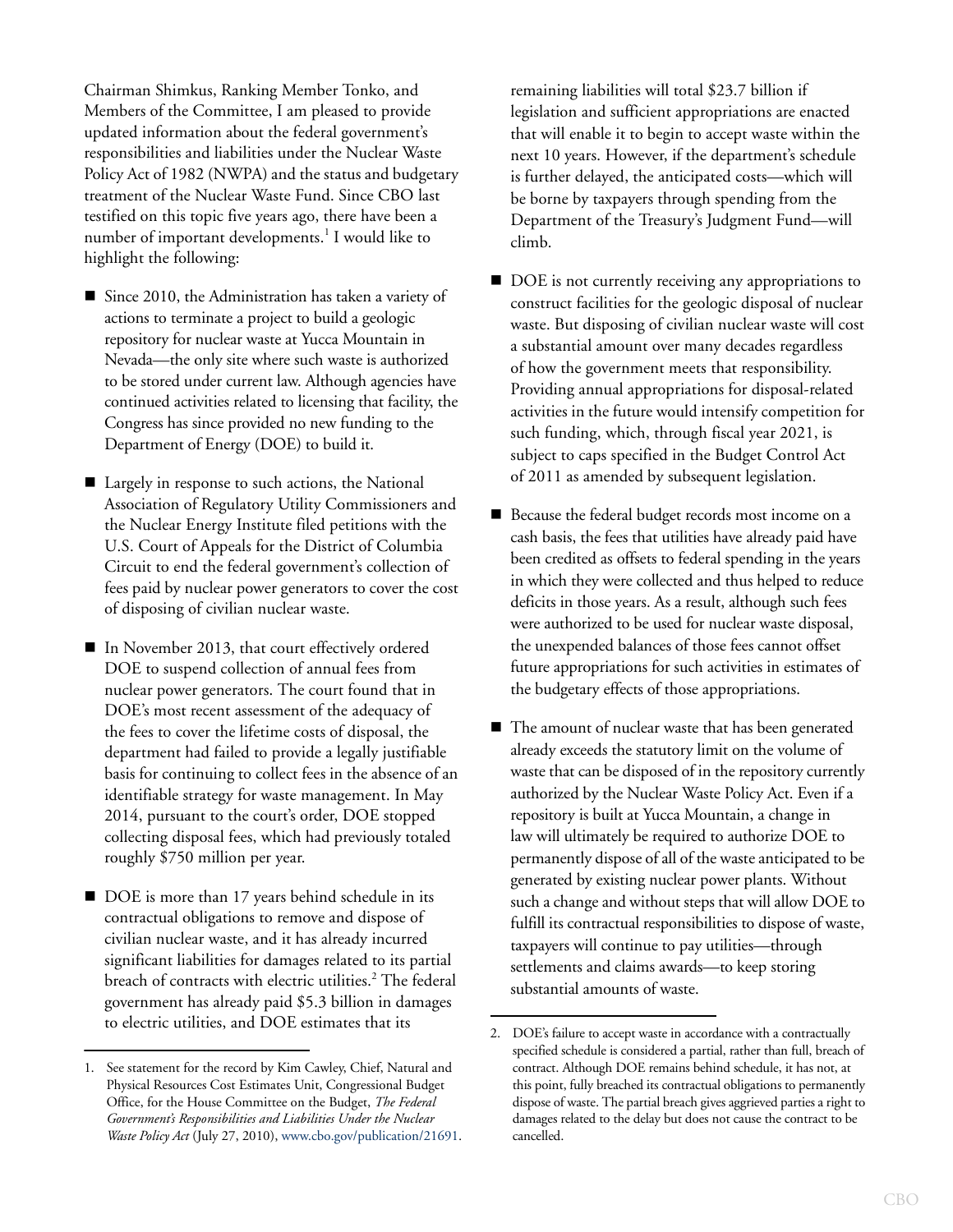Chairman Shimkus, Ranking Member Tonko, and Members of the Committee, I am pleased to provide updated information about the federal government's responsibilities and liabilities under the Nuclear Waste Policy Act of 1982 (NWPA) and the status and budgetary treatment of the Nuclear Waste Fund. Since CBO last testified on this topic five years ago, there have been a number of important developments.[1] I would like to highlight the following:

- Since 2010, the Administration has taken a variety of actions to terminate a project to build a geologic repository for nuclear waste at Yucca Mountain in Nevada—the only site where such waste is authorized to be stored under current law. Although agencies have continued activities related to licensing that facility, the Congress has since provided no new funding to the Department of Energy (DOE) to build it.

- Largely in response to such actions, the National Association of Regulatory Utility Commissioners and the Nuclear Energy Institute filed petitions with the U.S. Court of Appeals for the District of Columbia Circuit to end the federal government's collection of fees paid by nuclear power generators to cover the cost of disposing of civilian nuclear waste.

- In November 2013, that court effectively ordered DOE to suspend collection of annual fees from nuclear power generators. The court found that in DOE's most recent assessment of the adequacy of the fees to cover the lifetime costs of disposal, the department had failed to provide a legally justifiable basis for continuing to collect fees in the absence of an identifiable strategy for waste management. In May 2014, pursuant to the court's order, DOE stopped collecting disposal fees, which had previously totaled roughly $750 million per year.

- DOE is more than 17 years behind schedule in its contractual obligations to remove and dispose of civilian nuclear waste, and it has already incurred significant liabilities for damages related to its partial breach of contracts with electric utilities.[2] The federal government has already paid $5.3 billion in damages to electric utilities, and DOE estimates that its remaining liabilities will total $23.7 billion if legislation and sufficient appropriations are enacted that will enable it to begin to accept waste within the next 10 years. However, if the department's schedule is further delayed, the anticipated costs—which will be borne by taxpayers through spending from the Department of the Treasury's Judgment Fund—will climb.

- DOE is not currently receiving any appropriations to construct facilities for the geologic disposal of nuclear waste. But disposing of civilian nuclear waste will cost a substantial amount over many decades regardless of how the government meets that responsibility. Providing annual appropriations for disposal-related activities in the future would intensify competition for such funding, which, through fiscal year 2021, is subject to caps specified in the Budget Control Act of 2011 as amended by subsequent legislation.

- Because the federal budget records most income on a cash basis, the fees that utilities have already paid have been credited as offsets to federal spending in the years in which they were collected and thus helped to reduce deficits in those years. As a result, although such fees were authorized to be used for nuclear waste disposal, the unexpended balances of those fees cannot offset future appropriations for such activities in estimates of the budgetary effects of those appropriations.

- The amount of nuclear waste that has been generated already exceeds the statutory limit on the volume of waste that can be disposed of in the repository currently authorized by the Nuclear Waste Policy Act. Even if a repository is built at Yucca Mountain, a change in law will ultimately be required to authorize DOE to permanently dispose of all of the waste anticipated to be generated by existing nuclear power plants. Without such a change and without steps that will allow DOE to fulfill its contractual responsibilities to dispose of waste, taxpayers will continue to pay utilities—through settlements and claims awards—to keep storing substantial amounts of waste.

---

1. See statement for the record by Kim Cawley, Chief, Natural and Physical Resources Cost Estimates Unit, Congressional Budget Office, for the House Committee on the Budget, *The Federal Government's Responsibilities and Liabilities Under the Nuclear Waste Policy Act* (July 27, 2010), www.cbo.gov/publication/21691.

2. DOE's failure to accept waste in accordance with a contractually specified schedule is considered a partial, rather than full, breach of contract. Although DOE remains behind schedule, it has not, at this point, fully breached its contractual obligations to permanently dispose of waste. The partial breach gives aggrieved parties a right to damages related to the delay but does not cause the contract to be cancelled.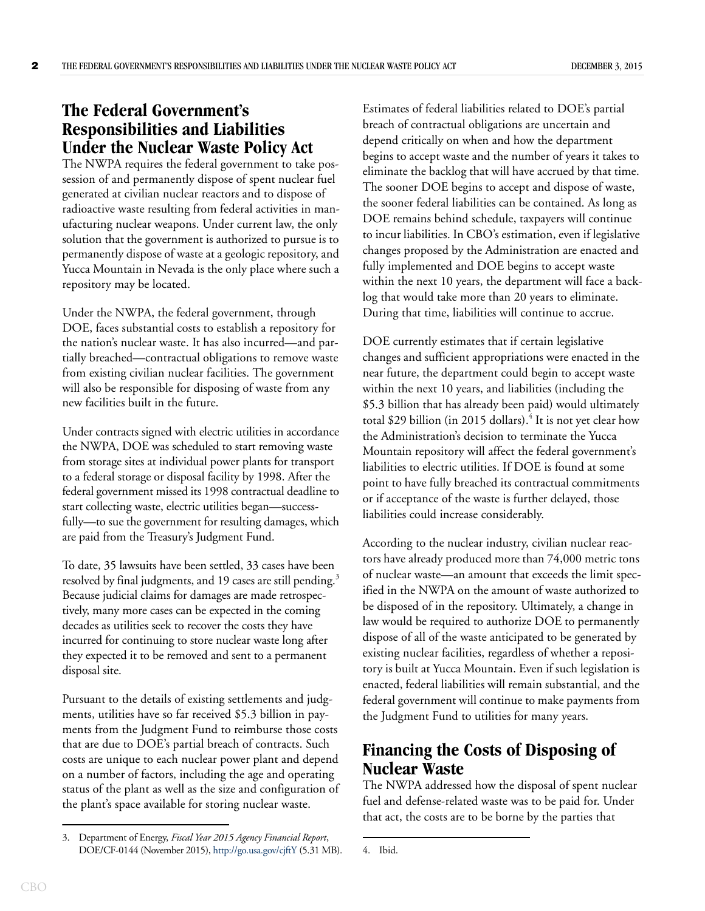## The Federal Government's Responsibilities and Liabilities Under the Nuclear Waste Policy Act

The NWPA requires the federal government to take possession of and permanently dispose of spent nuclear fuel generated at civilian nuclear reactors and to dispose of radioactive waste resulting from federal activities in manufacturing nuclear weapons. Under current law, the only solution that the government is authorized to pursue is to permanently dispose of waste at a geologic repository, and Yucca Mountain in Nevada is the only place where such a repository may be located.

Under the NWPA, the federal government, through DOE, faces substantial costs to establish a repository for the nation's nuclear waste. It has also incurred—and partially breached—contractual obligations to remove waste from existing civilian nuclear facilities. The government will also be responsible for disposing of waste from any new facilities built in the future.

Under contracts signed with electric utilities in accordance the NWPA, DOE was scheduled to start removing waste from storage sites at individual power plants for transport to a federal storage or disposal facility by 1998. After the federal government missed its 1998 contractual deadline to start collecting waste, electric utilities began—successfully—to sue the government for resulting damages, which are paid from the Treasury's Judgment Fund.

To date, 35 lawsuits have been settled, 33 cases have been resolved by final judgments, and 19 cases are still pending.[3] Because judicial claims for damages are made retrospectively, many more cases can be expected in the coming decades as utilities seek to recover the costs they have incurred for continuing to store nuclear waste long after they expected it to be removed and sent to a permanent disposal site.

Pursuant to the details of existing settlements and judgments, utilities have so far received $5.3 billion in payments from the Judgment Fund to reimburse those costs that are due to DOE's partial breach of contracts. Such costs are unique to each nuclear power plant and depend on a number of factors, including the age and operating status of the plant as well as the size and configuration of the plant's space available for storing nuclear waste.

Estimates of federal liabilities related to DOE's partial breach of contractual obligations are uncertain and depend critically on when and how the department begins to accept waste and the number of years it takes to eliminate the backlog that will have accrued by that time. The sooner DOE begins to accept and dispose of waste, the sooner federal liabilities can be contained. As long as DOE remains behind schedule, taxpayers will continue to incur liabilities. In CBO's estimation, even if legislative changes proposed by the Administration are enacted and fully implemented and DOE begins to accept waste within the next 10 years, the department will face a backlog that would take more than 20 years to eliminate. During that time, liabilities will continue to accrue.

DOE currently estimates that if certain legislative changes and sufficient appropriations were enacted in the near future, the department could begin to accept waste within the next 10 years, and liabilities (including the $5.3 billion that has already been paid) would ultimately total $29 billion (in 2015 dollars).[4] It is not yet clear how the Administration's decision to terminate the Yucca Mountain repository will affect the federal government's liabilities to electric utilities. If DOE is found at some point to have fully breached its contractual commitments or if acceptance of the waste is further delayed, those liabilities could increase considerably.

According to the nuclear industry, civilian nuclear reactors have already produced more than 74,000 metric tons of nuclear waste—an amount that exceeds the limit specified in the NWPA on the amount of waste authorized to be disposed of in the repository. Ultimately, a change in law would be required to authorize DOE to permanently dispose of all of the waste anticipated to be generated by existing nuclear facilities, regardless of whether a repository is built at Yucca Mountain. Even if such legislation is enacted, federal liabilities will remain substantial, and the federal government will continue to make payments from the Judgment Fund to utilities for many years.

## Financing the Costs of Disposing of Nuclear Waste

The NWPA addressed how the disposal of spent nuclear fuel and defense-related waste was to be paid for. Under that act, the costs are to be borne by the parties that

---

3. Department of Energy, *Fiscal Year 2015 Agency Financial Report*, DOE/CF-0144 (November 2015), http://go.usa.gov/cjftY (5.31 MB).

4. Ibid.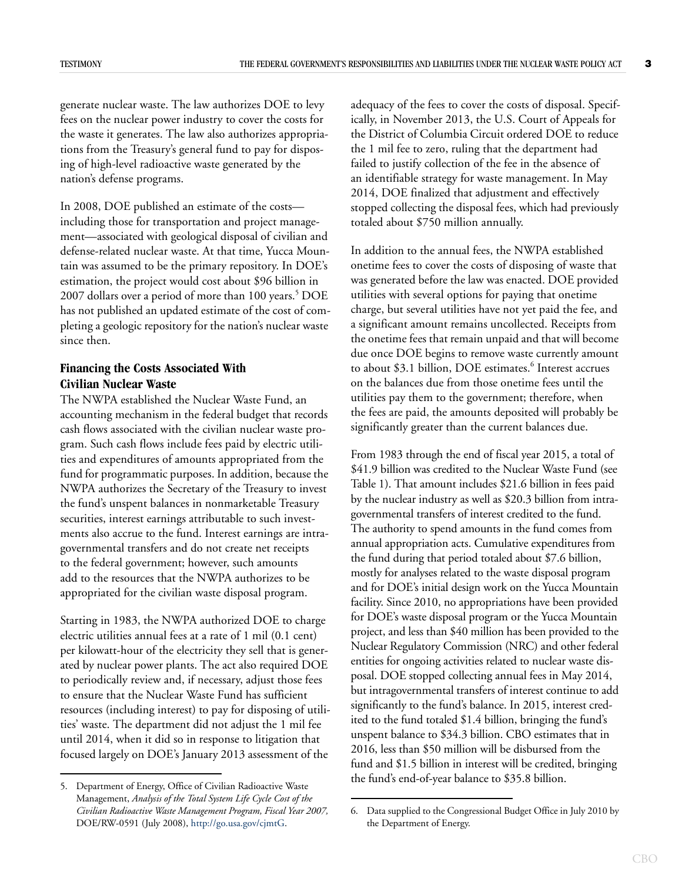generate nuclear waste. The law authorizes DOE to levy fees on the nuclear power industry to cover the costs for the waste it generates. The law also authorizes appropriations from the Treasury's general fund to pay for disposing of high-level radioactive waste generated by the nation's defense programs.

In 2008, DOE published an estimate of the costs—including those for transportation and project management—associated with geological disposal of civilian and defense-related nuclear waste. At that time, Yucca Mountain was assumed to be the primary repository. In DOE's estimation, the project would cost about $96 billion in 2007 dollars over a period of more than 100 years.[5] DOE has not published an updated estimate of the cost of completing a geologic repository for the nation's nuclear waste since then.

## Financing the Costs Associated With Civilian Nuclear Waste

The NWPA established the Nuclear Waste Fund, an accounting mechanism in the federal budget that records cash flows associated with the civilian nuclear waste program. Such cash flows include fees paid by electric utilities and expenditures of amounts appropriated from the fund for programmatic purposes. In addition, because the NWPA authorizes the Secretary of the Treasury to invest the fund's unspent balances in nonmarketable Treasury securities, interest earnings attributable to such investments also accrue to the fund. Interest earnings are intragovernmental transfers and do not create net receipts to the federal government; however, such amounts add to the resources that the NWPA authorizes to be appropriated for the civilian waste disposal program.

Starting in 1983, the NWPA authorized DOE to charge electric utilities annual fees at a rate of 1 mil (0.1 cent) per kilowatt-hour of the electricity they sell that is generated by nuclear power plants. The act also required DOE to periodically review and, if necessary, adjust those fees to ensure that the Nuclear Waste Fund has sufficient resources (including interest) to pay for disposing of utilities' waste. The department did not adjust the 1 mil fee until 2014, when it did so in response to litigation that focused largely on DOE's January 2013 assessment of the adequacy of the fees to cover the costs of disposal. Specifically, in November 2013, the U.S. Court of Appeals for the District of Columbia Circuit ordered DOE to reduce the 1 mil fee to zero, ruling that the department had failed to justify collection of the fee in the absence of an identifiable strategy for waste management. In May 2014, DOE finalized that adjustment and effectively stopped collecting the disposal fees, which had previously totaled about $750 million annually.

In addition to the annual fees, the NWPA established onetime fees to cover the costs of disposing of waste that was generated before the law was enacted. DOE provided utilities with several options for paying that onetime charge, but several utilities have not yet paid the fee, and a significant amount remains uncollected. Receipts from the onetime fees that remain unpaid and that will become due once DOE begins to remove waste currently amount to about $3.1 billion, DOE estimates.[6] Interest accrues on the balances due from those onetime fees until the utilities pay them to the government; therefore, when the fees are paid, the amounts deposited will probably be significantly greater than the current balances due.

From 1983 through the end of fiscal year 2015, a total of $41.9 billion was credited to the Nuclear Waste Fund (see Table 1). That amount includes $21.6 billion in fees paid by the nuclear industry as well as $20.3 billion from intragovernmental transfers of interest credited to the fund. The authority to spend amounts in the fund comes from annual appropriation acts. Cumulative expenditures from the fund during that period totaled about $7.6 billion, mostly for analyses related to the waste disposal program and for DOE's initial design work on the Yucca Mountain facility. Since 2010, no appropriations have been provided for DOE's waste disposal program or the Yucca Mountain project, and less than $40 million has been provided to the Nuclear Regulatory Commission (NRC) and other federal entities for ongoing activities related to nuclear waste disposal. DOE stopped collecting annual fees in May 2014, but intragovernmental transfers of interest continue to add significantly to the fund's balance. In 2015, interest credited to the fund totaled $1.4 billion, bringing the fund's unspent balance to $34.3 billion. CBO estimates that in 2016, less than $50 million will be disbursed from the fund and $1.5 billion in interest will be credited, bringing the fund's end-of-year balance to $35.8 billion.

---

5. Department of Energy, Office of Civilian Radioactive Waste Management, *Analysis of the Total System Life Cycle Cost of the Civilian Radioactive Waste Management Program, Fiscal Year 2007*, DOE/RW-0591 (July 2008), http://go.usa.gov/cjmtG.

6. Data supplied to the Congressional Budget Office in July 2010 by the Department of Energy.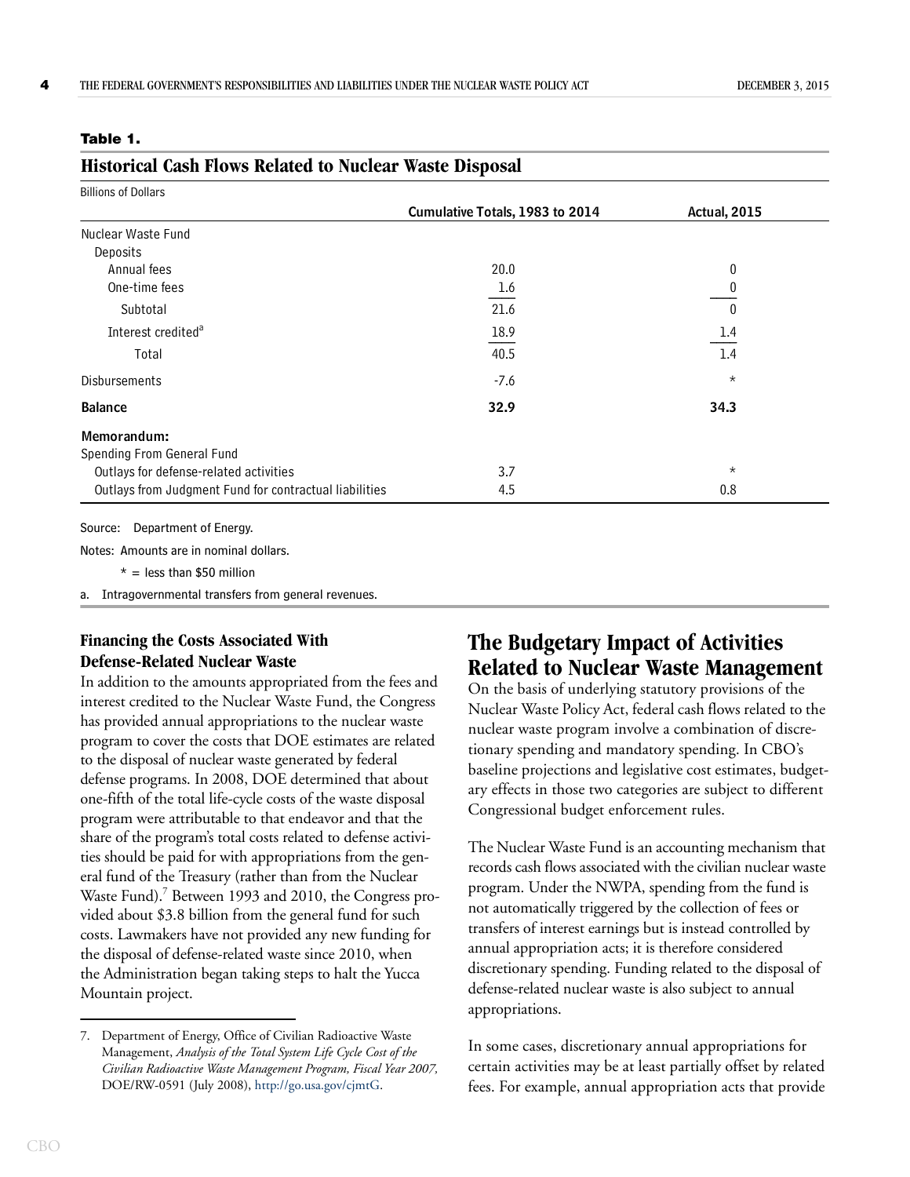**Table 1.**

## Historical Cash Flows Related to Nuclear Waste Disposal

Billions of Dollars

| | Cumulative Totals, 1983 to 2014 | Actual, 2015 |
|---|---|---|
| Nuclear Waste Fund | | |
| Deposits | | |
| Annual fees | 20.0 | 0 |
| One-time fees | 1.6 | 0 |
| Subtotal | 21.6 | 0 |
| Interest credited[a] | 18.9 | 1.4 |
| Total | 40.5 | 1.4 |
| Disbursements | -7.6 | * |
| **Balance** | **32.9** | **34.3** |
| **Memorandum:** | | |
| Spending From General Fund | | |
| Outlays for defense-related activities | 3.7 | * |
| Outlays from Judgment Fund for contractual liabilities | 4.5 | 0.8 |

Source: Department of Energy.

Notes: Amounts are in nominal dollars.

* = less than $50 million

a. Intragovernmental transfers from general revenues.

### Financing the Costs Associated With Defense-Related Nuclear Waste

In addition to the amounts appropriated from the fees and interest credited to the Nuclear Waste Fund, the Congress has provided annual appropriations to the nuclear waste program to cover the costs that DOE estimates are related to the disposal of nuclear waste generated by federal defense programs. In 2008, DOE determined that about one-fifth of the total life-cycle costs of the waste disposal program were attributable to that endeavor and that the share of the program's total costs related to defense activities should be paid for with appropriations from the general fund of the Treasury (rather than from the Nuclear Waste Fund).[7] Between 1993 and 2010, the Congress provided about $3.8 billion from the general fund for such costs. Lawmakers have not provided any new funding for the disposal of defense-related waste since 2010, when the Administration began taking steps to halt the Yucca Mountain project.

7. Department of Energy, Office of Civilian Radioactive Waste Management, *Analysis of the Total System Life Cycle Cost of the Civilian Radioactive Waste Management Program, Fiscal Year 2007,* DOE/RW-0591 (July 2008), http://go.usa.gov/cjmtG.

## The Budgetary Impact of Activities Related to Nuclear Waste Management

On the basis of underlying statutory provisions of the Nuclear Waste Policy Act, federal cash flows related to the nuclear waste program involve a combination of discretionary spending and mandatory spending. In CBO's baseline projections and legislative cost estimates, budgetary effects in those two categories are subject to different Congressional budget enforcement rules.

The Nuclear Waste Fund is an accounting mechanism that records cash flows associated with the civilian nuclear waste program. Under the NWPA, spending from the fund is not automatically triggered by the collection of fees or transfers of interest earnings but is instead controlled by annual appropriation acts; it is therefore considered discretionary spending. Funding related to the disposal of defense-related nuclear waste is also subject to annual appropriations.

In some cases, discretionary annual appropriations for certain activities may be at least partially offset by related fees. For example, annual appropriation acts that provide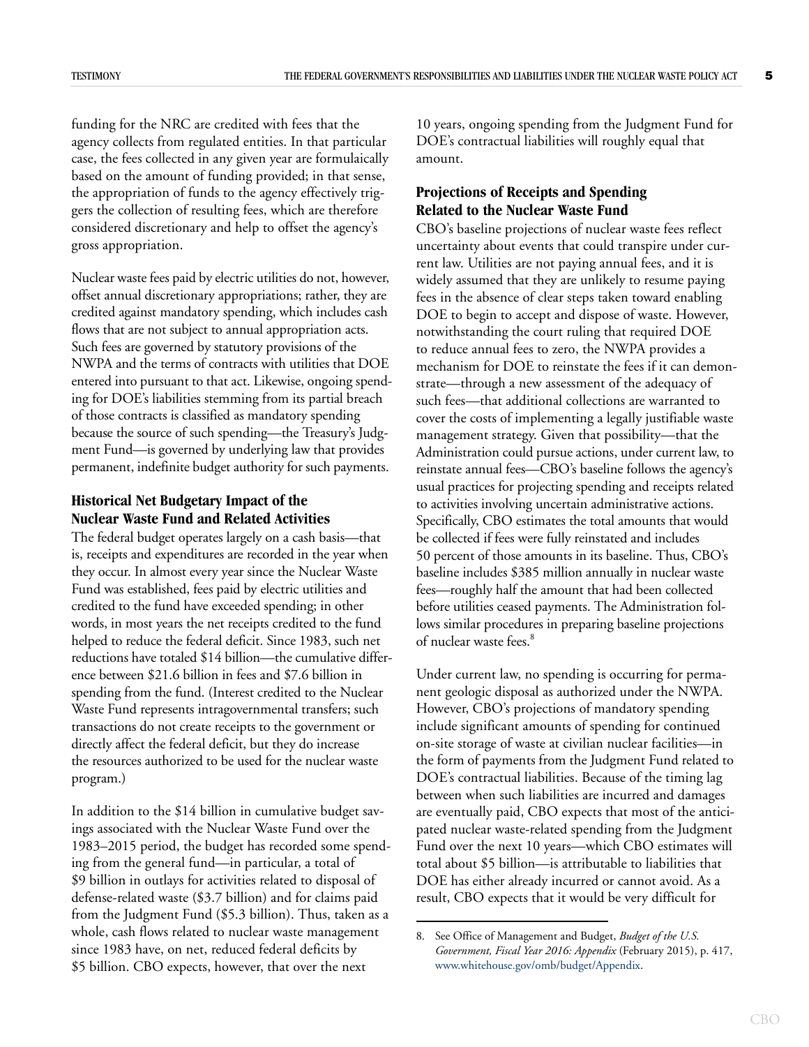funding for the NRC are credited with fees that the agency collects from regulated entities. In that particular case, the fees collected in any given year are formulaically based on the amount of funding provided; in that sense, the appropriation of funds to the agency effectively triggers the collection of resulting fees, which are therefore considered discretionary and help to offset the agency's gross appropriation.

Nuclear waste fees paid by electric utilities do not, however, offset annual discretionary appropriations; rather, they are credited against mandatory spending, which includes cash flows that are not subject to annual appropriation acts. Such fees are governed by statutory provisions of the NWPA and the terms of contracts with utilities that DOE entered into pursuant to that act. Likewise, ongoing spending for DOE's liabilities stemming from its partial breach of those contracts is classified as mandatory spending because the source of such spending—the Treasury's Judgment Fund—is governed by underlying law that provides permanent, indefinite budget authority for such payments.

## Historical Net Budgetary Impact of the Nuclear Waste Fund and Related Activities

The federal budget operates largely on a cash basis—that is, receipts and expenditures are recorded in the year when they occur. In almost every year since the Nuclear Waste Fund was established, fees paid by electric utilities and credited to the fund have exceeded spending; in other words, in most years the net receipts credited to the fund helped to reduce the federal deficit. Since 1983, such net reductions have totaled $14 billion—the cumulative difference between $21.6 billion in fees and $7.6 billion in spending from the fund. (Interest credited to the Nuclear Waste Fund represents intragovernmental transfers; such transactions do not create receipts to the government or directly affect the federal deficit, but they do increase the resources authorized to be used for the nuclear waste program.)

In addition to the $14 billion in cumulative budget savings associated with the Nuclear Waste Fund over the 1983–2015 period, the budget has recorded some spending from the general fund—in particular, a total of $9 billion in outlays for activities related to disposal of defense-related waste ($3.7 billion) and for claims paid from the Judgment Fund ($5.3 billion). Thus, taken as a whole, cash flows related to nuclear waste management since 1983 have, on net, reduced federal deficits by $5 billion. CBO expects, however, that over the next 10 years, ongoing spending from the Judgment Fund for DOE's contractual liabilities will roughly equal that amount.

## Projections of Receipts and Spending Related to the Nuclear Waste Fund

CBO's baseline projections of nuclear waste fees reflect uncertainty about events that could transpire under current law. Utilities are not paying annual fees, and it is widely assumed that they are unlikely to resume paying fees in the absence of clear steps taken toward enabling DOE to begin to accept and dispose of waste. However, notwithstanding the court ruling that required DOE to reduce annual fees to zero, the NWPA provides a mechanism for DOE to reinstate the fees if it can demonstrate—through a new assessment of the adequacy of such fees—that additional collections are warranted to cover the costs of implementing a legally justifiable waste management strategy. Given that possibility—that the Administration could pursue actions, under current law, to reinstate annual fees—CBO's baseline follows the agency's usual practices for projecting spending and receipts related to activities involving uncertain administrative actions. Specifically, CBO estimates the total amounts that would be collected if fees were fully reinstated and includes 50 percent of those amounts in its baseline. Thus, CBO's baseline includes $385 million annually in nuclear waste fees—roughly half the amount that had been collected before utilities ceased payments. The Administration follows similar procedures in preparing baseline projections of nuclear waste fees.[8]

Under current law, no spending is occurring for permanent geologic disposal as authorized under the NWPA. However, CBO's projections of mandatory spending include significant amounts of spending for continued on-site storage of waste at civilian nuclear facilities—in the form of payments from the Judgment Fund related to DOE's contractual liabilities. Because of the timing lag between when such liabilities are incurred and damages are eventually paid, CBO expects that most of the anticipated nuclear waste-related spending from the Judgment Fund over the next 10 years—which CBO estimates will total about $5 billion—is attributable to liabilities that DOE has either already incurred or cannot avoid. As a result, CBO expects that it would be very difficult for

8. See Office of Management and Budget, *Budget of the U.S. Government, Fiscal Year 2016: Appendix* (February 2015), p. 417, www.whitehouse.gov/omb/budget/Appendix.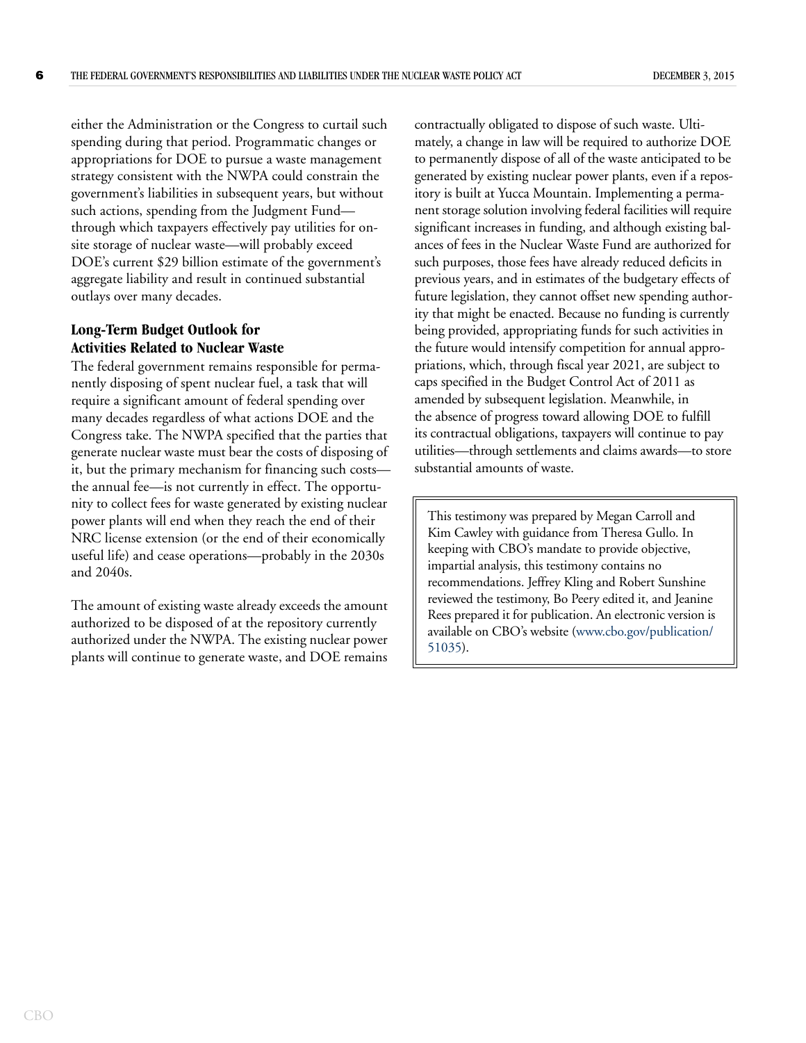either the Administration or the Congress to curtail such spending during that period. Programmatic changes or appropriations for DOE to pursue a waste management strategy consistent with the NWPA could constrain the government's liabilities in subsequent years, but without such actions, spending from the Judgment Fund—through which taxpayers effectively pay utilities for on-site storage of nuclear waste—will probably exceed DOE's current $29 billion estimate of the government's aggregate liability and result in continued substantial outlays over many decades.

## Long-Term Budget Outlook for Activities Related to Nuclear Waste

The federal government remains responsible for permanently disposing of spent nuclear fuel, a task that will require a significant amount of federal spending over many decades regardless of what actions DOE and the Congress take. The NWPA specified that the parties that generate nuclear waste must bear the costs of disposing of it, but the primary mechanism for financing such costs—the annual fee—is not currently in effect. The opportunity to collect fees for waste generated by existing nuclear power plants will end when they reach the end of their NRC license extension (or the end of their economically useful life) and cease operations—probably in the 2030s and 2040s.

The amount of existing waste already exceeds the amount authorized to be disposed of at the repository currently authorized under the NWPA. The existing nuclear power plants will continue to generate waste, and DOE remains contractually obligated to dispose of such waste. Ultimately, a change in law will be required to authorize DOE to permanently dispose of all of the waste anticipated to be generated by existing nuclear power plants, even if a repository is built at Yucca Mountain. Implementing a permanent storage solution involving federal facilities will require significant increases in funding, and although existing balances of fees in the Nuclear Waste Fund are authorized for such purposes, those fees have already reduced deficits in previous years, and in estimates of the budgetary effects of future legislation, they cannot offset new spending authority that might be enacted. Because no funding is currently being provided, appropriating funds for such activities in the future would intensify competition for annual appropriations, which, through fiscal year 2021, are subject to caps specified in the Budget Control Act of 2011 as amended by subsequent legislation. Meanwhile, in the absence of progress toward allowing DOE to fulfill its contractual obligations, taxpayers will continue to pay utilities—through settlements and claims awards—to store substantial amounts of waste.

This testimony was prepared by Megan Carroll and Kim Cawley with guidance from Theresa Gullo. In keeping with CBO's mandate to provide objective, impartial analysis, this testimony contains no recommendations. Jeffrey Kling and Robert Sunshine reviewed the testimony, Bo Peery edited it, and Jeanine Rees prepared it for publication. An electronic version is available on CBO's website (www.cbo.gov/publication/51035).